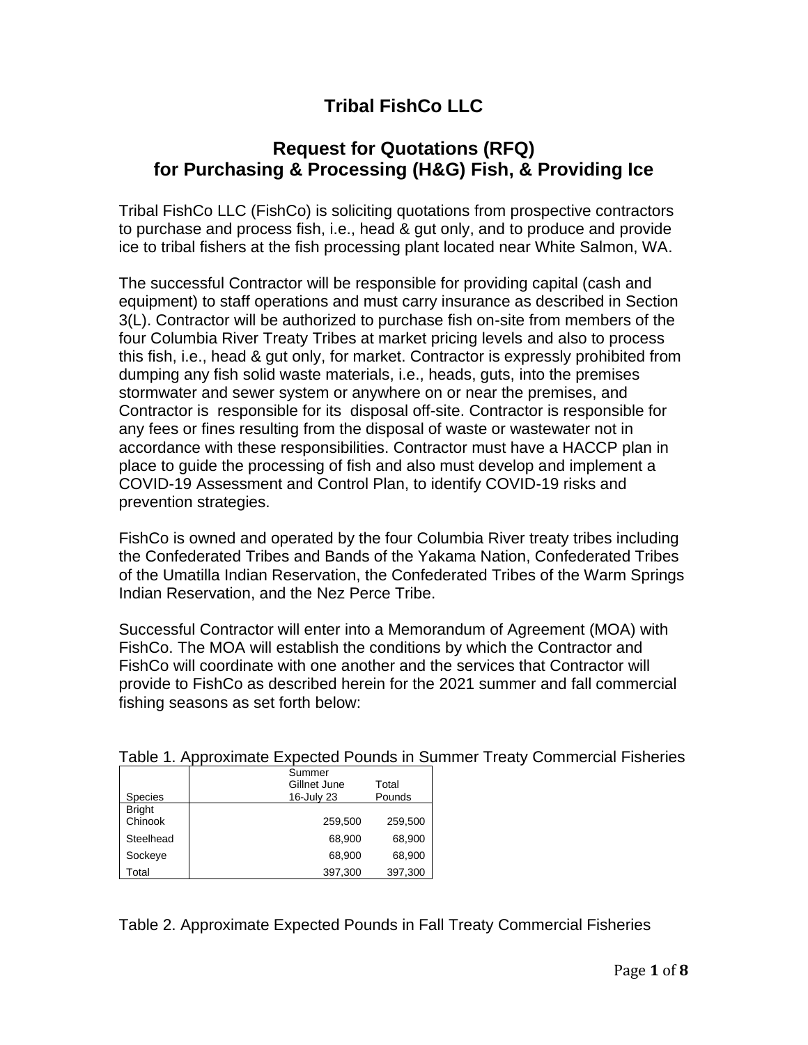# Tribal FishCo LLC

## Request for Quotations (RFQ) for Purchasing & Processing (H&G) Fish, & Providing Ice

Tribal FishCo LLC (FishCo) is soliciting quotations from prospective contractors to purchase and process fish, i.e., head & gut only, and to produce and provide ice to tribal fishers at the fish processing plant located near White Salmon, WA.

The successful Contractor will be responsible for providing capital (cash and equipment) to staff operations and must carry insurance as described in Section 3(L). Contractor will be authorized to purchase fish on-site from members of the four Columbia River Treaty Tribes at market pricing levels and also to process this fish, i.e., head & gut only, for market. Contractor is expressly prohibited from dumping any fish solid waste materials, i.e., heads, guts, into the premises stormwater and sewer system or anywhere on or near the premises, and Contractor is responsible for its disposal off-site. Contractor is responsible for any fees or fines resulting from the disposal of waste or wastewater not in accordance with these responsibilities. Contractor must have a HACCP plan in place to guide the processing of fish and also must develop and implement a COVID-19 Assessment and Control Plan, to identify COVID-19 risks and prevention strategies.

FishCo is owned and operated by the four Columbia River treaty tribes including the Confederated Tribes and Bands of the Yakama Nation, Confederated Tribes of the Umatilla Indian Reservation, the Confederated Tribes of the Warm Springs Indian Reservation, and the Nez Perce Tribe.

Successful Contractor will enter into a Memorandum of Agreement (MOA) with FishCo. The MOA will establish the conditions by which the Contractor and FishCo will coordinate with one another and the services that Contractor will provide to FishCo as described herein for the 2021 summer and fall commercial fishing seasons as set forth below:

Table 1. Approximate Expected Pounds in Summer Treaty Commercial Fisheries

| Species | Summer Gillnet June 16-July 23 | Total Pounds |
|---|---|---|
| Bright Chinook | 259,500 | 259,500 |
| Steelhead | 68,900 | 68,900 |
| Sockeye | 68,900 | 68,900 |
| Total | 397,300 | 397,300 |

Table 2. Approximate Expected Pounds in Fall Treaty Commercial Fisheries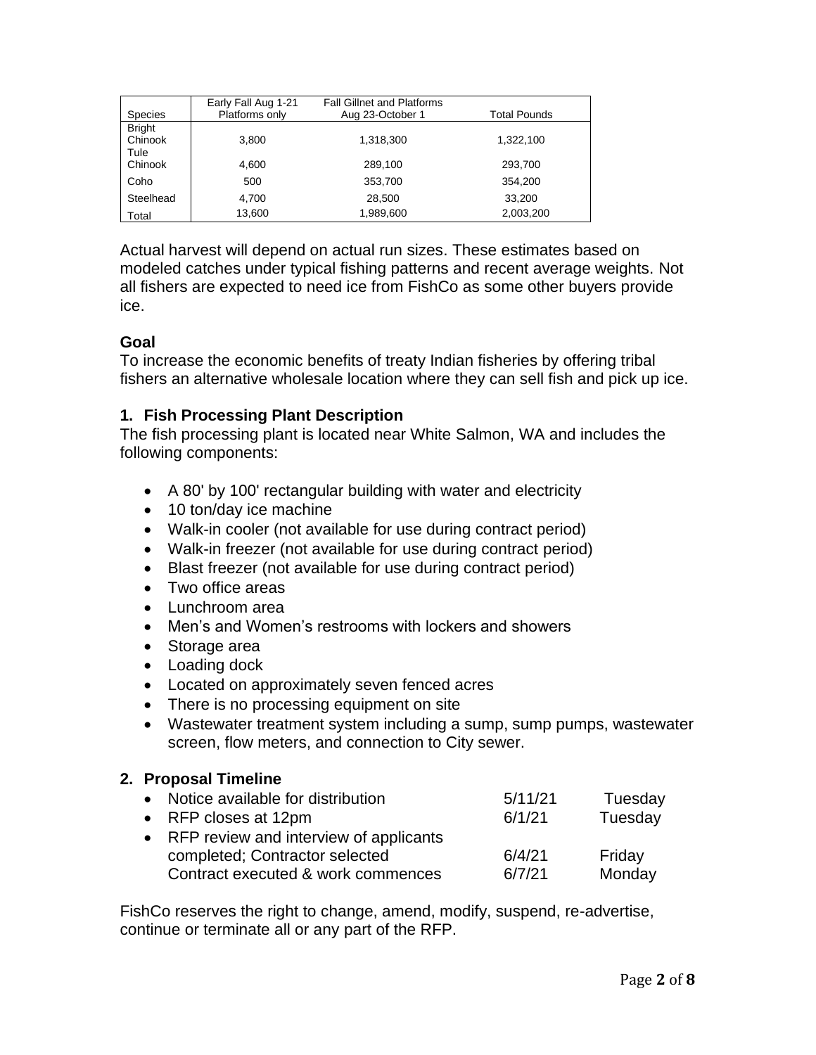| Species | Early Fall Aug 1-21 Platforms only | Fall Gillnet and Platforms Aug 23-October 1 | Total Pounds |
|---|---|---|---|
| Bright Chinook | 3,800 | 1,318,300 | 1,322,100 |
| Tule Chinook | 4,600 | 289,100 | 293,700 |
| Coho | 500 | 353,700 | 354,200 |
| Steelhead | 4,700 | 28,500 | 33,200 |
| Total | 13,600 | 1,989,600 | 2,003,200 |

Actual harvest will depend on actual run sizes. These estimates based on modeled catches under typical fishing patterns and recent average weights. Not all fishers are expected to need ice from FishCo as some other buyers provide ice.

### Goal

To increase the economic benefits of treaty Indian fisheries by offering tribal fishers an alternative wholesale location where they can sell fish and pick up ice.

### 1. Fish Processing Plant Description

The fish processing plant is located near White Salmon, WA and includes the following components:

- A 80' by 100' rectangular building with water and electricity
- 10 ton/day ice machine
- Walk-in cooler (not available for use during contract period)
- Walk-in freezer (not available for use during contract period)
- Blast freezer (not available for use during contract period)
- Two office areas
- Lunchroom area
- Men's and Women's restrooms with lockers and showers
- Storage area
- Loading dock
- Located on approximately seven fenced acres
- There is no processing equipment on site
- Wastewater treatment system including a sump, sump pumps, wastewater screen, flow meters, and connection to City sewer.

### 2. Proposal Timeline

| | | |
|---|---|---|
| • Notice available for distribution | 5/11/21 | Tuesday |
| • RFP closes at 12pm | 6/1/21 | Tuesday |
| • RFP review and interview of applicants completed; Contractor selected | 6/4/21 | Friday |
| Contract executed & work commences | 6/7/21 | Monday |

FishCo reserves the right to change, amend, modify, suspend, re-advertise, continue or terminate all or any part of the RFP.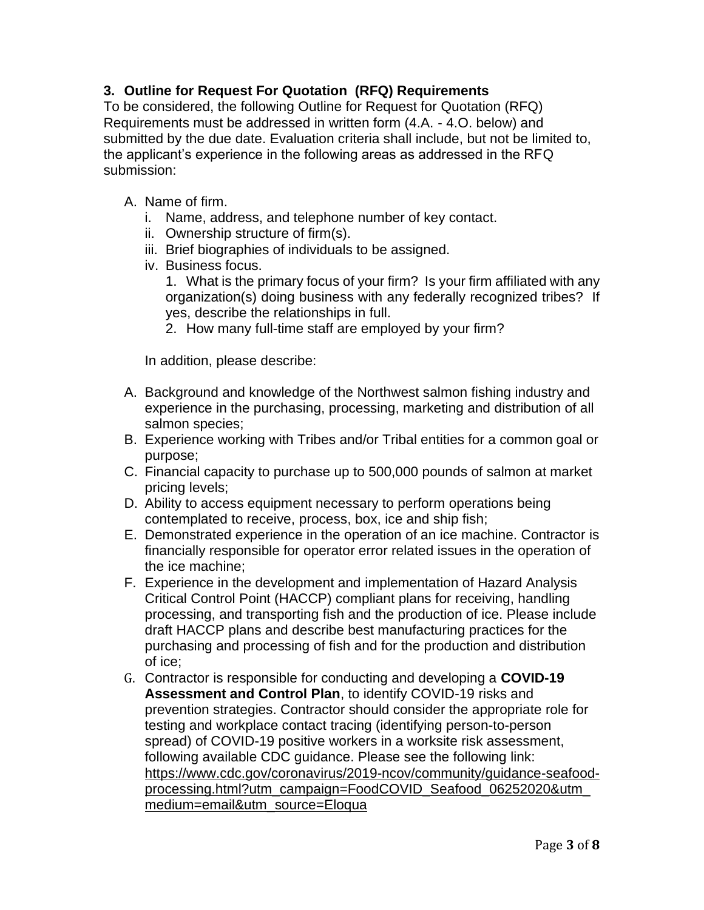### 3. Outline for Request For Quotation (RFQ) Requirements

To be considered, the following Outline for Request for Quotation (RFQ) Requirements must be addressed in written form (4.A. - 4.O. below) and submitted by the due date. Evaluation criteria shall include, but not be limited to, the applicant's experience in the following areas as addressed in the RFQ submission:

A. Name of firm.
   - i. Name, address, and telephone number of key contact.
   - ii. Ownership structure of firm(s).
   - iii. Brief biographies of individuals to be assigned.
   - iv. Business focus.
     1. What is the primary focus of your firm? Is your firm affiliated with any organization(s) doing business with any federally recognized tribes? If yes, describe the relationships in full.
     2. How many full-time staff are employed by your firm?

   In addition, please describe:

A. Background and knowledge of the Northwest salmon fishing industry and experience in the purchasing, processing, marketing and distribution of all salmon species;
B. Experience working with Tribes and/or Tribal entities for a common goal or purpose;
C. Financial capacity to purchase up to 500,000 pounds of salmon at market pricing levels;
D. Ability to access equipment necessary to perform operations being contemplated to receive, process, box, ice and ship fish;
E. Demonstrated experience in the operation of an ice machine. Contractor is financially responsible for operator error related issues in the operation of the ice machine;
F. Experience in the development and implementation of Hazard Analysis Critical Control Point (HACCP) compliant plans for receiving, handling processing, and transporting fish and the production of ice. Please include draft HACCP plans and describe best manufacturing practices for the purchasing and processing of fish and for the production and distribution of ice;
G. Contractor is responsible for conducting and developing a **COVID-19 Assessment and Control Plan**, to identify COVID-19 risks and prevention strategies. Contractor should consider the appropriate role for testing and workplace contact tracing (identifying person-to-person spread) of COVID-19 positive workers in a worksite risk assessment, following available CDC guidance. Please see the following link: https://www.cdc.gov/coronavirus/2019-ncov/community/guidance-seafood-processing.html?utm_campaign=FoodCOVID_Seafood_06252020&utm_medium=email&utm_source=Eloqua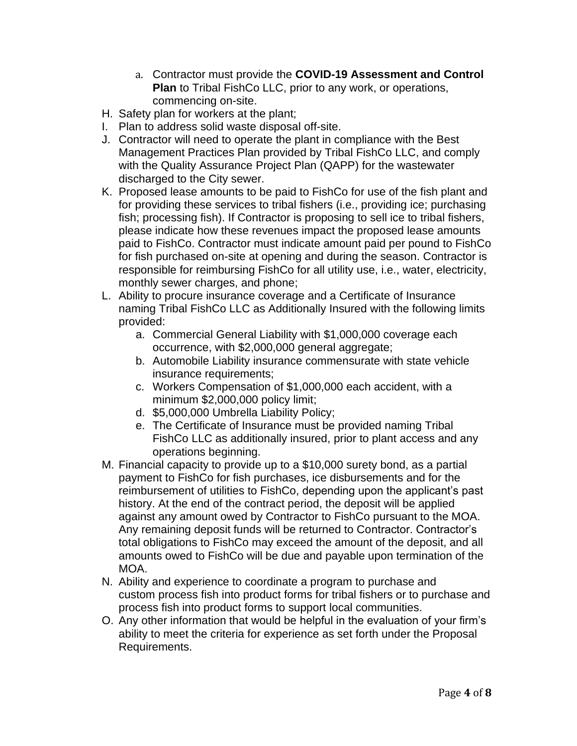a. Contractor must provide the **COVID-19 Assessment and Control Plan** to Tribal FishCo LLC, prior to any work, or operations, commencing on-site.

H. Safety plan for workers at the plant;

I. Plan to address solid waste disposal off-site.

J. Contractor will need to operate the plant in compliance with the Best Management Practices Plan provided by Tribal FishCo LLC, and comply with the Quality Assurance Project Plan (QAPP) for the wastewater discharged to the City sewer.

K. Proposed lease amounts to be paid to FishCo for use of the fish plant and for providing these services to tribal fishers (i.e., providing ice; purchasing fish; processing fish). If Contractor is proposing to sell ice to tribal fishers, please indicate how these revenues impact the proposed lease amounts paid to FishCo. Contractor must indicate amount paid per pound to FishCo for fish purchased on-site at opening and during the season. Contractor is responsible for reimbursing FishCo for all utility use, i.e., water, electricity, monthly sewer charges, and phone;

L. Ability to procure insurance coverage and a Certificate of Insurance naming Tribal FishCo LLC as Additionally Insured with the following limits provided:
   a. Commercial General Liability with $1,000,000 coverage each occurrence, with $2,000,000 general aggregate;
   b. Automobile Liability insurance commensurate with state vehicle insurance requirements;
   c. Workers Compensation of $1,000,000 each accident, with a minimum $2,000,000 policy limit;
   d. $5,000,000 Umbrella Liability Policy;
   e. The Certificate of Insurance must be provided naming Tribal FishCo LLC as additionally insured, prior to plant access and any operations beginning.

M. Financial capacity to provide up to a $10,000 surety bond, as a partial payment to FishCo for fish purchases, ice disbursements and for the reimbursement of utilities to FishCo, depending upon the applicant's past history. At the end of the contract period, the deposit will be applied against any amount owed by Contractor to FishCo pursuant to the MOA. Any remaining deposit funds will be returned to Contractor. Contractor's total obligations to FishCo may exceed the amount of the deposit, and all amounts owed to FishCo will be due and payable upon termination of the MOA.

N. Ability and experience to coordinate a program to purchase and custom process fish into product forms for tribal fishers or to purchase and process fish into product forms to support local communities.

O. Any other information that would be helpful in the evaluation of your firm's ability to meet the criteria for experience as set forth under the Proposal Requirements.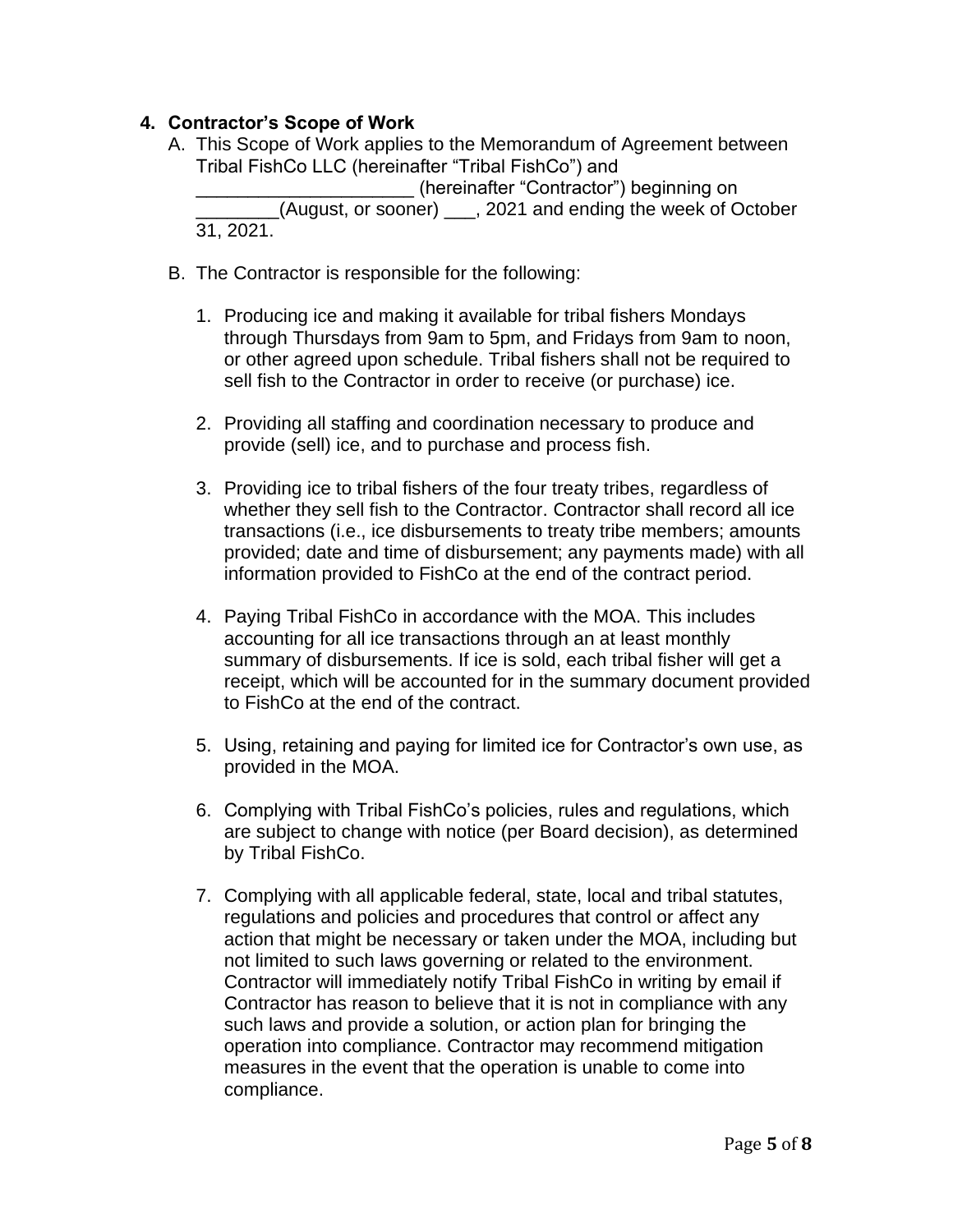### 4. Contractor's Scope of Work

A. This Scope of Work applies to the Memorandum of Agreement between Tribal FishCo LLC (hereinafter "Tribal FishCo") and _____________________ (hereinafter "Contractor") beginning on ________(August, or sooner) ___, 2021 and ending the week of October 31, 2021.

B. The Contractor is responsible for the following:

1. Producing ice and making it available for tribal fishers Mondays through Thursdays from 9am to 5pm, and Fridays from 9am to noon, or other agreed upon schedule. Tribal fishers shall not be required to sell fish to the Contractor in order to receive (or purchase) ice.

2. Providing all staffing and coordination necessary to produce and provide (sell) ice, and to purchase and process fish.

3. Providing ice to tribal fishers of the four treaty tribes, regardless of whether they sell fish to the Contractor. Contractor shall record all ice transactions (i.e., ice disbursements to treaty tribe members; amounts provided; date and time of disbursement; any payments made) with all information provided to FishCo at the end of the contract period.

4. Paying Tribal FishCo in accordance with the MOA. This includes accounting for all ice transactions through an at least monthly summary of disbursements. If ice is sold, each tribal fisher will get a receipt, which will be accounted for in the summary document provided to FishCo at the end of the contract.

5. Using, retaining and paying for limited ice for Contractor's own use, as provided in the MOA.

6. Complying with Tribal FishCo's policies, rules and regulations, which are subject to change with notice (per Board decision), as determined by Tribal FishCo.

7. Complying with all applicable federal, state, local and tribal statutes, regulations and policies and procedures that control or affect any action that might be necessary or taken under the MOA, including but not limited to such laws governing or related to the environment. Contractor will immediately notify Tribal FishCo in writing by email if Contractor has reason to believe that it is not in compliance with any such laws and provide a solution, or action plan for bringing the operation into compliance. Contractor may recommend mitigation measures in the event that the operation is unable to come into compliance.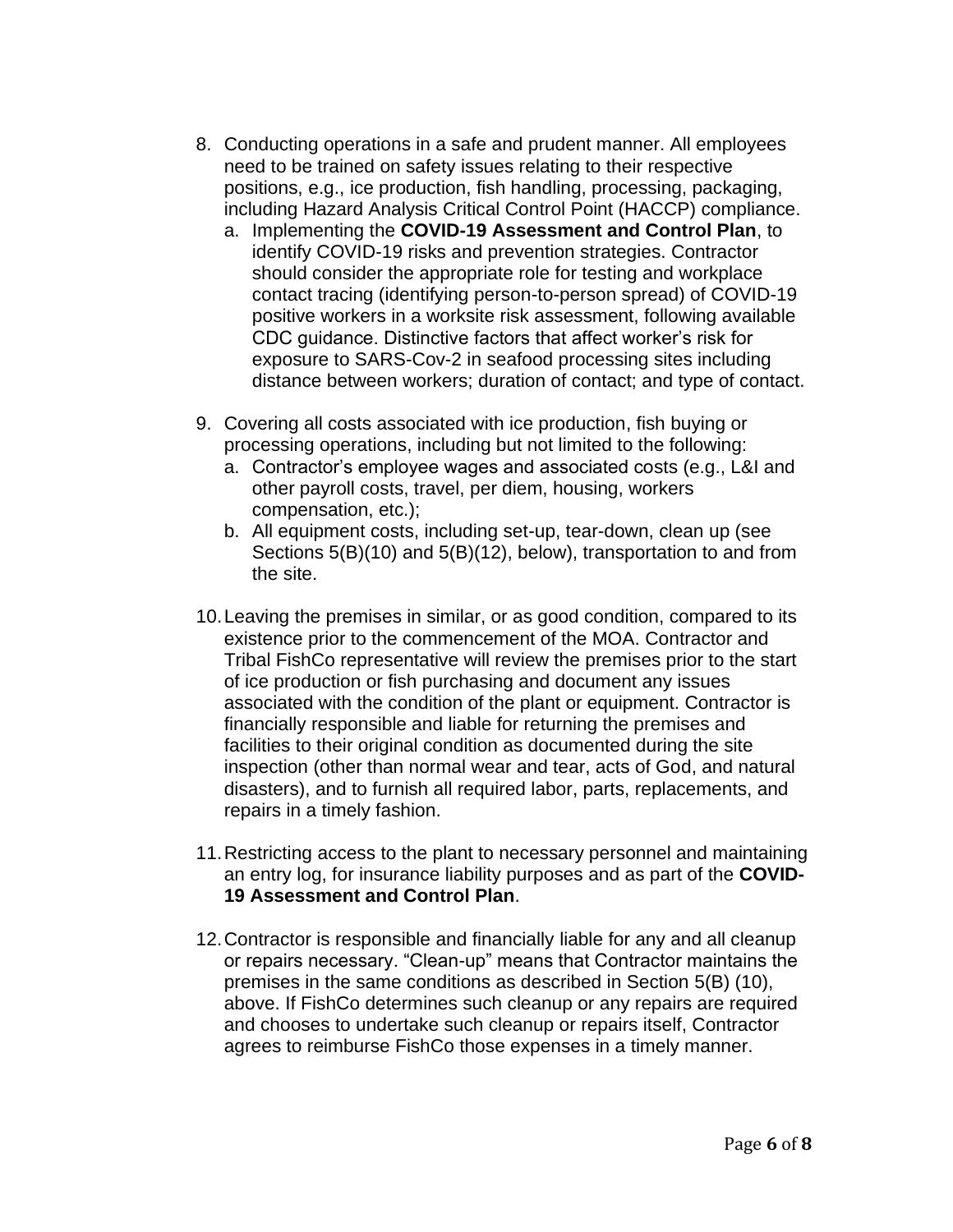8. Conducting operations in a safe and prudent manner. All employees need to be trained on safety issues relating to their respective positions, e.g., ice production, fish handling, processing, packaging, including Hazard Analysis Critical Control Point (HACCP) compliance.
   a. Implementing the **COVID-19 Assessment and Control Plan**, to identify COVID-19 risks and prevention strategies. Contractor should consider the appropriate role for testing and workplace contact tracing (identifying person-to-person spread) of COVID-19 positive workers in a worksite risk assessment, following available CDC guidance. Distinctive factors that affect worker's risk for exposure to SARS-Cov-2 in seafood processing sites including distance between workers; duration of contact; and type of contact.

9. Covering all costs associated with ice production, fish buying or processing operations, including but not limited to the following:
   a. Contractor's employee wages and associated costs (e.g., L&I and other payroll costs, travel, per diem, housing, workers compensation, etc.);
   b. All equipment costs, including set-up, tear-down, clean up (see Sections 5(B)(10) and 5(B)(12), below), transportation to and from the site.

10. Leaving the premises in similar, or as good condition, compared to its existence prior to the commencement of the MOA. Contractor and Tribal FishCo representative will review the premises prior to the start of ice production or fish purchasing and document any issues associated with the condition of the plant or equipment. Contractor is financially responsible and liable for returning the premises and facilities to their original condition as documented during the site inspection (other than normal wear and tear, acts of God, and natural disasters), and to furnish all required labor, parts, replacements, and repairs in a timely fashion.

11. Restricting access to the plant to necessary personnel and maintaining an entry log, for insurance liability purposes and as part of the **COVID-19 Assessment and Control Plan**.

12. Contractor is responsible and financially liable for any and all cleanup or repairs necessary. "Clean-up" means that Contractor maintains the premises in the same conditions as described in Section 5(B) (10), above. If FishCo determines such cleanup or any repairs are required and chooses to undertake such cleanup or repairs itself, Contractor agrees to reimburse FishCo those expenses in a timely manner.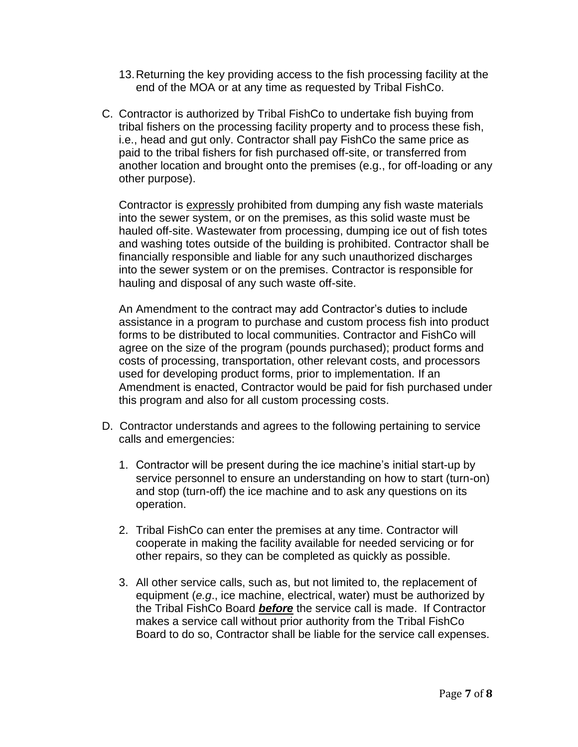13. Returning the key providing access to the fish processing facility at the end of the MOA or at any time as requested by Tribal FishCo.

C. Contractor is authorized by Tribal FishCo to undertake fish buying from tribal fishers on the processing facility property and to process these fish, i.e., head and gut only. Contractor shall pay FishCo the same price as paid to the tribal fishers for fish purchased off-site, or transferred from another location and brought onto the premises (e.g., for off-loading or any other purpose).

   Contractor is <u>expressly</u> prohibited from dumping any fish waste materials into the sewer system, or on the premises, as this solid waste must be hauled off-site. Wastewater from processing, dumping ice out of fish totes and washing totes outside of the building is prohibited. Contractor shall be financially responsible and liable for any such unauthorized discharges into the sewer system or on the premises. Contractor is responsible for hauling and disposal of any such waste off-site.

   An Amendment to the contract may add Contractor's duties to include assistance in a program to purchase and custom process fish into product forms to be distributed to local communities. Contractor and FishCo will agree on the size of the program (pounds purchased); product forms and costs of processing, transportation, other relevant costs, and processors used for developing product forms, prior to implementation. If an Amendment is enacted, Contractor would be paid for fish purchased under this program and also for all custom processing costs.

D. Contractor understands and agrees to the following pertaining to service calls and emergencies:

   1. Contractor will be present during the ice machine's initial start-up by service personnel to ensure an understanding on how to start (turn-on) and stop (turn-off) the ice machine and to ask any questions on its operation.

   2. Tribal FishCo can enter the premises at any time. Contractor will cooperate in making the facility available for needed servicing or for other repairs, so they can be completed as quickly as possible.

   3. All other service calls, such as, but not limited to, the replacement of equipment (*e.g*., ice machine, electrical, water) must be authorized by the Tribal FishCo Board ***<u>before</u>*** the service call is made. If Contractor makes a service call without prior authority from the Tribal FishCo Board to do so, Contractor shall be liable for the service call expenses.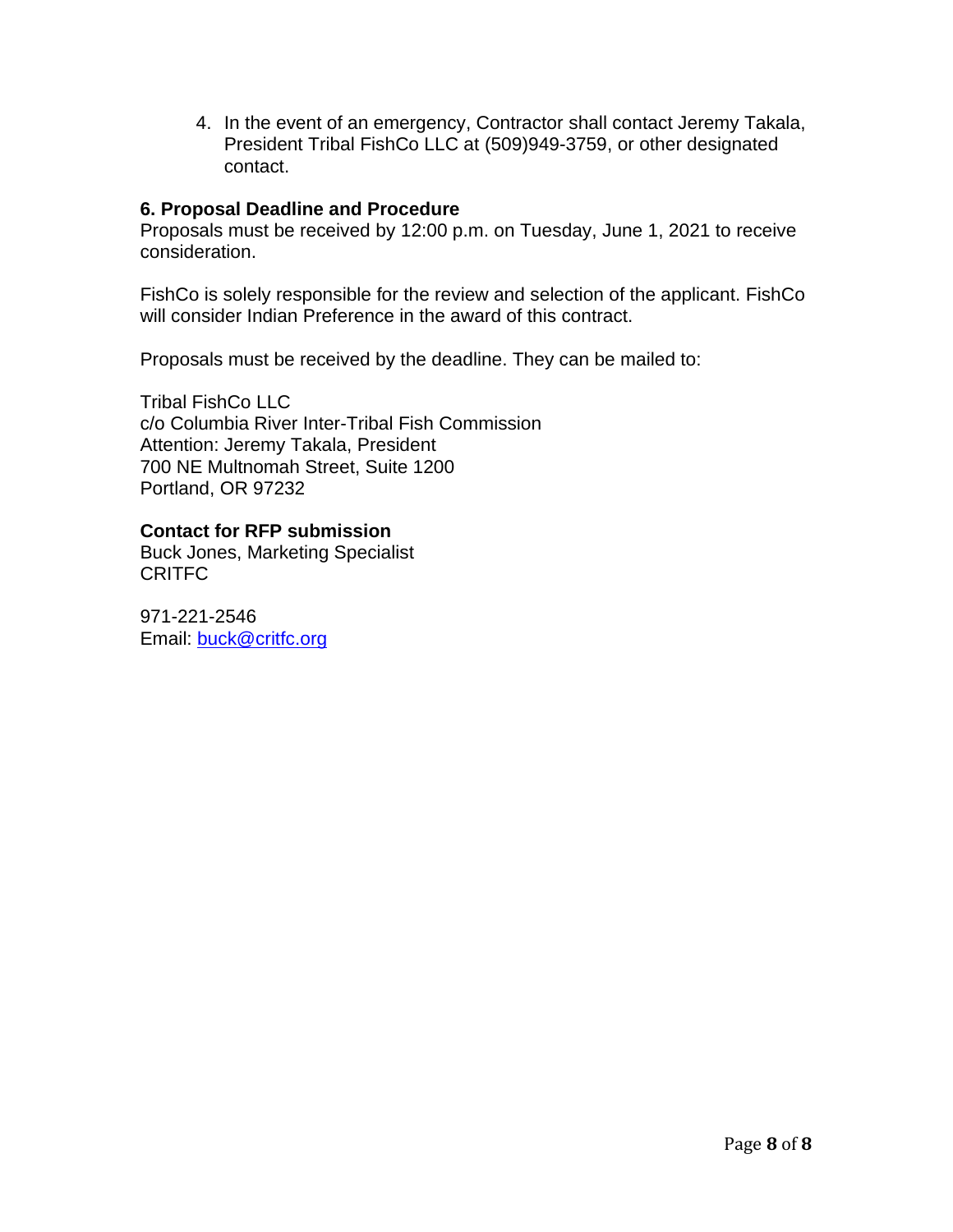4. In the event of an emergency, Contractor shall contact Jeremy Takala, President Tribal FishCo LLC at (509)949-3759, or other designated contact.

### 6. Proposal Deadline and Procedure

Proposals must be received by 12:00 p.m. on Tuesday, June 1, 2021 to receive consideration.

FishCo is solely responsible for the review and selection of the applicant. FishCo will consider Indian Preference in the award of this contract.

Proposals must be received by the deadline. They can be mailed to:

Tribal FishCo LLC
c/o Columbia River Inter-Tribal Fish Commission
Attention: Jeremy Takala, President
700 NE Multnomah Street, Suite 1200
Portland, OR 97232

**Contact for RFP submission**
Buck Jones, Marketing Specialist
CRITFC

971-221-2546
Email: buck@critfc.org